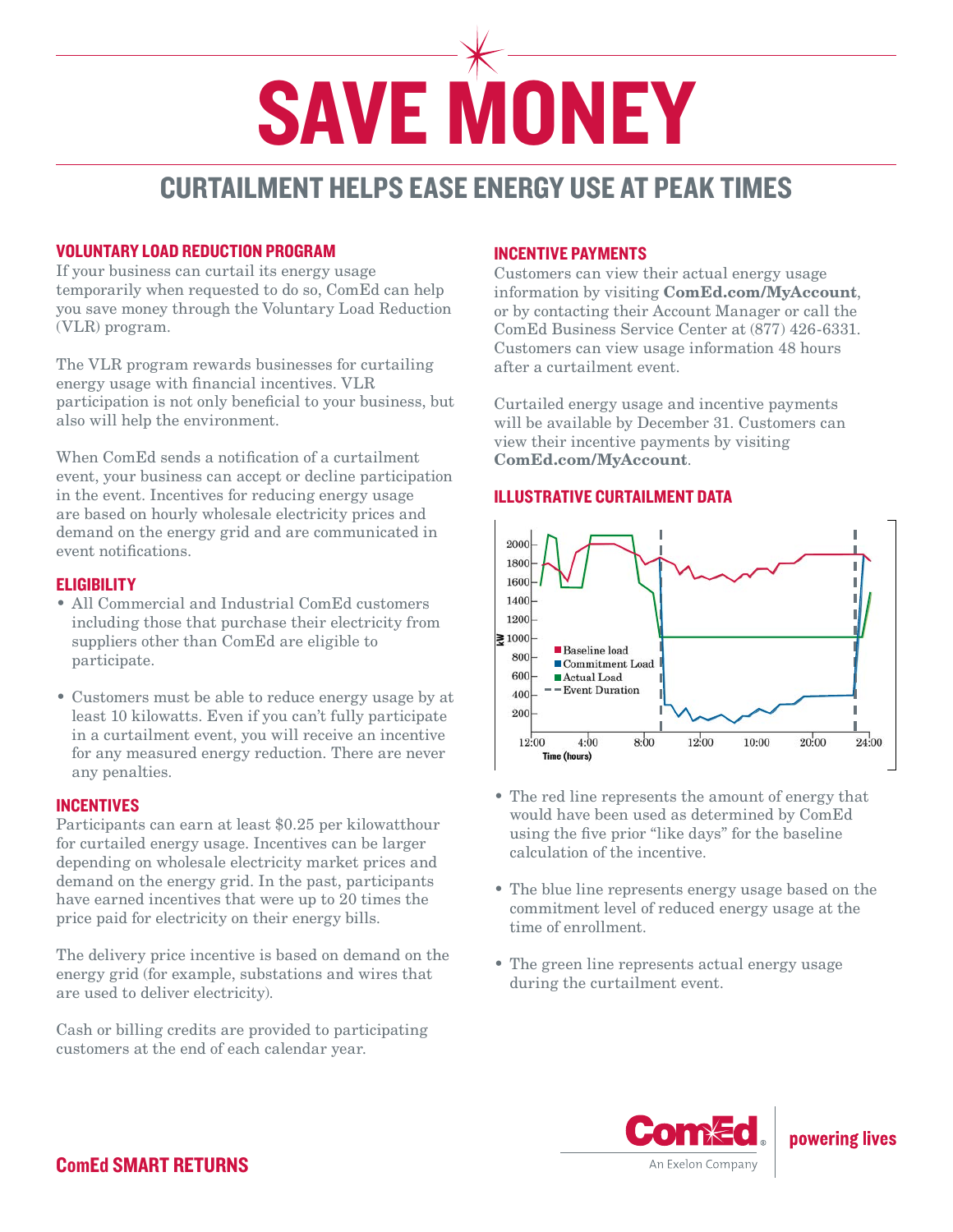# SAVE MONEY

## CURTAILMENT HELPS EASE ENERGY USE AT PEAK TIMES

### VOLUNTARY LOAD REDUCTION PROGRAM

If your business can curtail its energy usage temporarily when requested to do so, ComEd can help you save money through the Voluntary Load Reduction (VLR) program.

The VLR program rewards businesses for curtailing energy usage with financial incentives. VLR participation is not only beneficial to your business, but also will help the environment.

When ComEd sends a notification of a curtailment event, your business can accept or decline participation in the event. Incentives for reducing energy usage are based on hourly wholesale electricity prices and demand on the energy grid and are communicated in event notifications.

### ELIGIBILITY

- All Commercial and Industrial ComEd customers including those that purchase their electricity from suppliers other than ComEd are eligible to participate.
- Customers must be able to reduce energy usage by at least 10 kilowatts. Even if you can't fully participate in a curtailment event, you will receive an incentive for any measured energy reduction. There are never any penalties.

### INCENTIVES

Participants can earn at least $0.25 per kilowatthour for curtailed energy usage. Incentives can be larger depending on wholesale electricity market prices and demand on the energy grid. In the past, participants have earned incentives that were up to 20 times the price paid for electricity on their energy bills.

The delivery price incentive is based on demand on the energy grid (for example, substations and wires that are used to deliver electricity).

Cash or billing credits are provided to participating customers at the end of each calendar year.

### INCENTIVE PAYMENTS

Customers can view their actual energy usage information by visiting **ComEd.com/MyAccount**, or by contacting their Account Manager or call the ComEd Business Service Center at (877) 426-6331. Customers can view usage information 48 hours after a curtailment event.

Curtailed energy usage and incentive payments will be available by December 31. Customers can view their incentive payments by visiting **ComEd.com/MyAccount**.

### ILLUSTRATIVE CURTAILMENT DATA

- The red line represents the amount of energy that would have been used as determined by ComEd using the five prior "like days" for the baseline calculation of the incentive.
- The blue line represents energy usage based on the commitment level of reduced energy usage at the time of enrollment.
- The green line represents actual energy usage during the curtailment event.

ComEd SMART RETURNS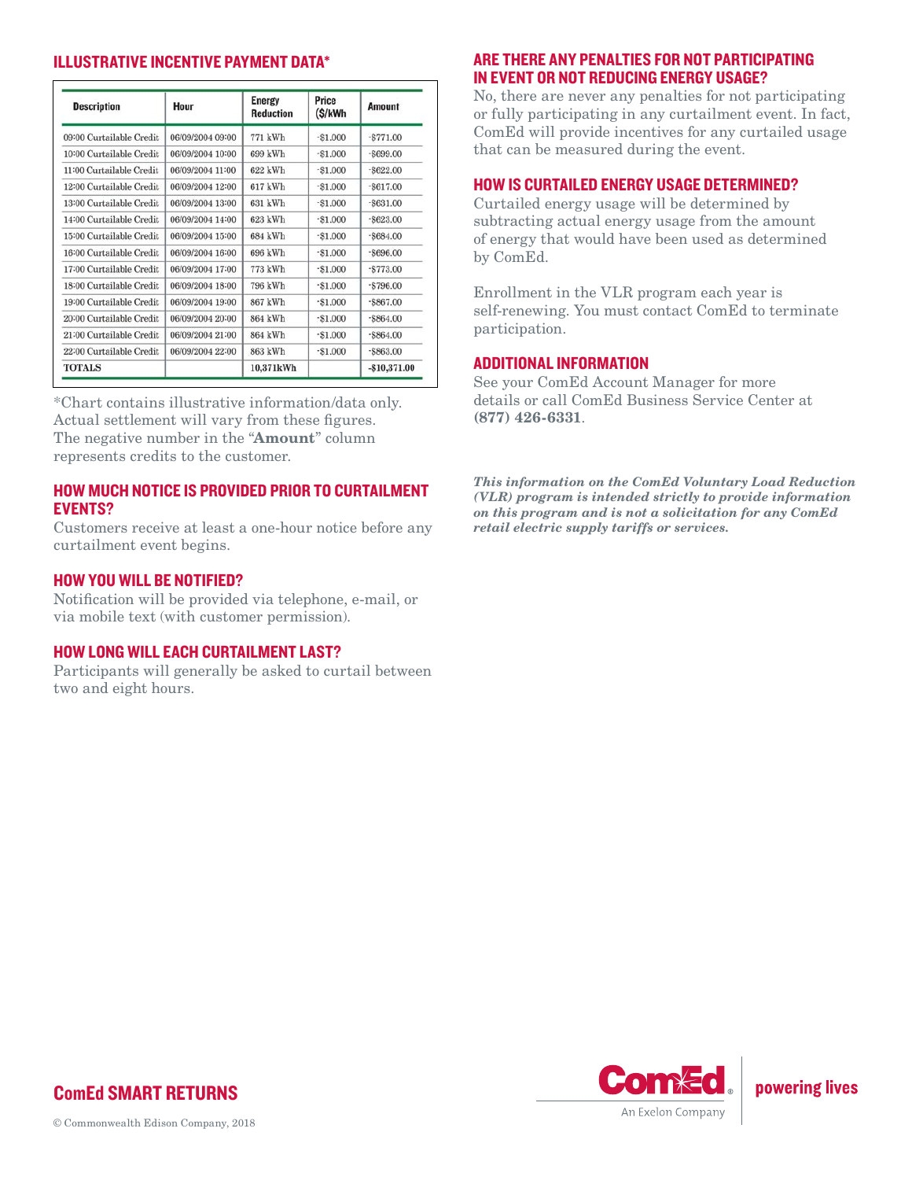## ILLUSTRATIVE INCENTIVE PAYMENT DATA*

| Description | Hour | Energy Reduction | Price ($/kWh | Amount |
|---|---|---|---|---|
| 09:00 Curtailable Credit | 06/09/2004 09:00 | 771 kWh | -$1.000 | -$771.00 |
| 10:00 Curtailable Credit | 06/09/2004 10:00 | 699 kWh | -$1.000 | -$699.00 |
| 11:00 Curtailable Credit | 06/09/2004 11:00 | 622 kWh | -$1.000 | -$622.00 |
| 12:00 Curtailable Credit | 06/09/2004 12:00 | 617 kWh | -$1.000 | -$617.00 |
| 13:00 Curtailable Credit | 06/09/2004 13:00 | 631 kWh | -$1.000 | -$631.00 |
| 14:00 Curtailable Credit | 06/09/2004 14:00 | 623 kWh | -$1.000 | -$623.00 |
| 15:00 Curtailable Credit | 06/09/2004 15:00 | 684 kWh | -$1.000 | -$684.00 |
| 16:00 Curtailable Credit | 06/09/2004 16:00 | 696 kWh | -$1.000 | -$696.00 |
| 17:00 Curtailable Credit | 06/09/2004 17:00 | 773 kWh | -$1.000 | -$773.00 |
| 18:00 Curtailable Credit | 06/09/2004 18:00 | 796 kWh | -$1.000 | -$796.00 |
| 19:00 Curtailable Credit | 06/09/2004 19:00 | 867 kWh | -$1.000 | -$867.00 |
| 20:00 Curtailable Credit | 06/09/2004 20:00 | 864 kWh | -$1.000 | -$864.00 |
| 21:00 Curtailable Credit | 06/09/2004 21:00 | 864 kWh | -$1.000 | -$864.00 |
| 22:00 Curtailable Credit | 06/09/2004 22:00 | 863 kWh | -$1.000 | -$863.00 |
| **TOTALS** | | **10,371kWh** | | **-$10,371.00** |

*Chart contains illustrative information/data only. Actual settlement will vary from these figures. The negative number in the "**Amount**" column represents credits to the customer.

## HOW MUCH NOTICE IS PROVIDED PRIOR TO CURTAILMENT EVENTS?

Customers receive at least a one-hour notice before any curtailment event begins.

## HOW YOU WILL BE NOTIFIED?

Notification will be provided via telephone, e-mail, or via mobile text (with customer permission).

## HOW LONG WILL EACH CURTAILMENT LAST?

Participants will generally be asked to curtail between two and eight hours.

## ARE THERE ANY PENALTIES FOR NOT PARTICIPATING IN EVENT OR NOT REDUCING ENERGY USAGE?

No, there are never any penalties for not participating or fully participating in any curtailment event. In fact, ComEd will provide incentives for any curtailed usage that can be measured during the event.

## HOW IS CURTAILED ENERGY USAGE DETERMINED?

Curtailed energy usage will be determined by subtracting actual energy usage from the amount of energy that would have been used as determined by ComEd.

Enrollment in the VLR program each year is self-renewing. You must contact ComEd to terminate participation.

## ADDITIONAL INFORMATION

See your ComEd Account Manager for more details or call ComEd Business Service Center at **(877) 426-6331**.

***This information on the ComEd Voluntary Load Reduction (VLR) program is intended strictly to provide information on this program and is not a solicitation for any ComEd retail electric supply tariffs or services.***

**ComEd SMART RETURNS**

© Commonwealth Edison Company, 2018

ComEd® An Exelon Company | powering lives